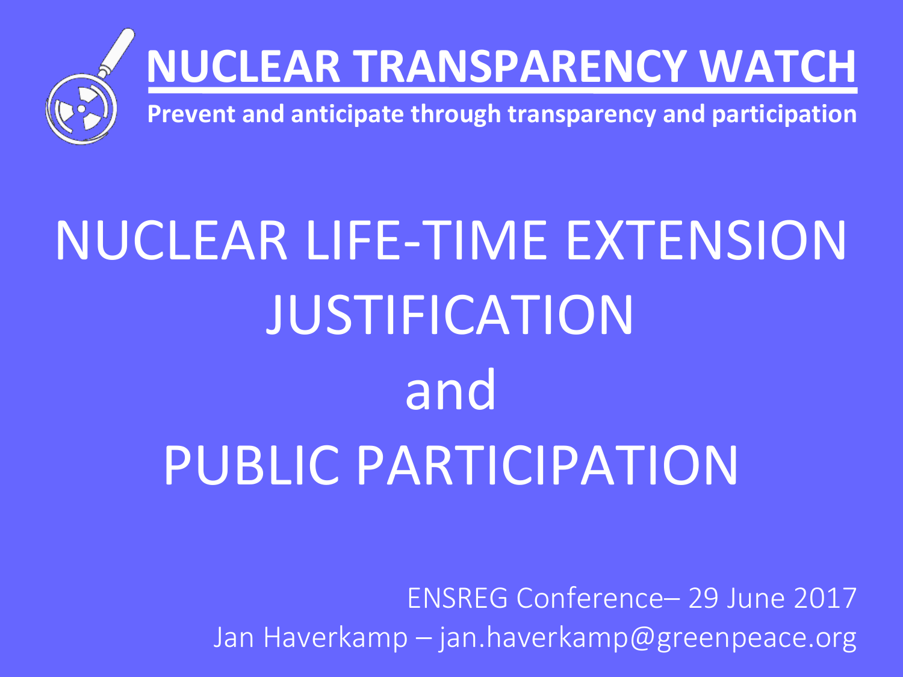# NUCLEAR TRANSPARENCY WATCH

**Prevent and anticipate through transparency and participation**

# NUCLEAR LIFE-TIME EXTENSION JUSTIFICATION and PUBLIC PARTICIPATION

ENSREG Conference– 29 June 2017

Jan Haverkamp – jan.haverkamp@greenpeace.org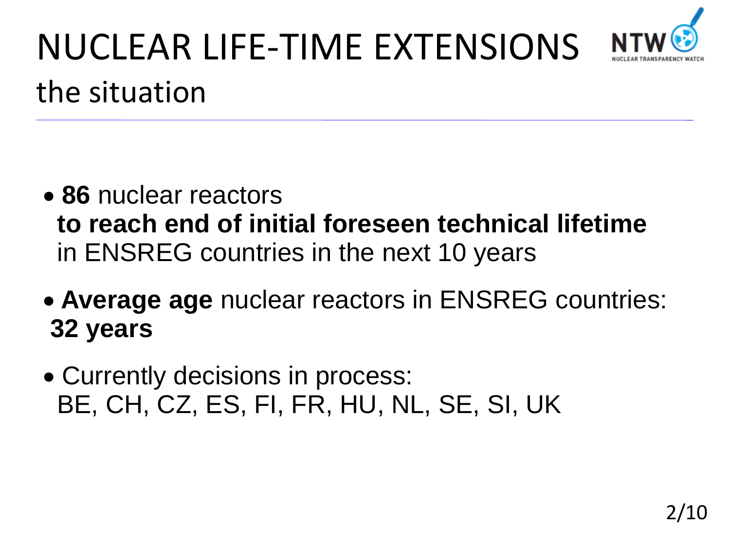# NUCLEAR LIFE-TIME EXTENSIONS

## the situation

- **86** nuclear reactors
  **to reach end of initial foreseen technical lifetime**
  in ENSREG countries in the next 10 years
- **Average age** nuclear reactors in ENSREG countries:
  **32 years**
- Currently decisions in process:
  BE, CH, CZ, ES, FI, FR, HU, NL, SE, SI, UK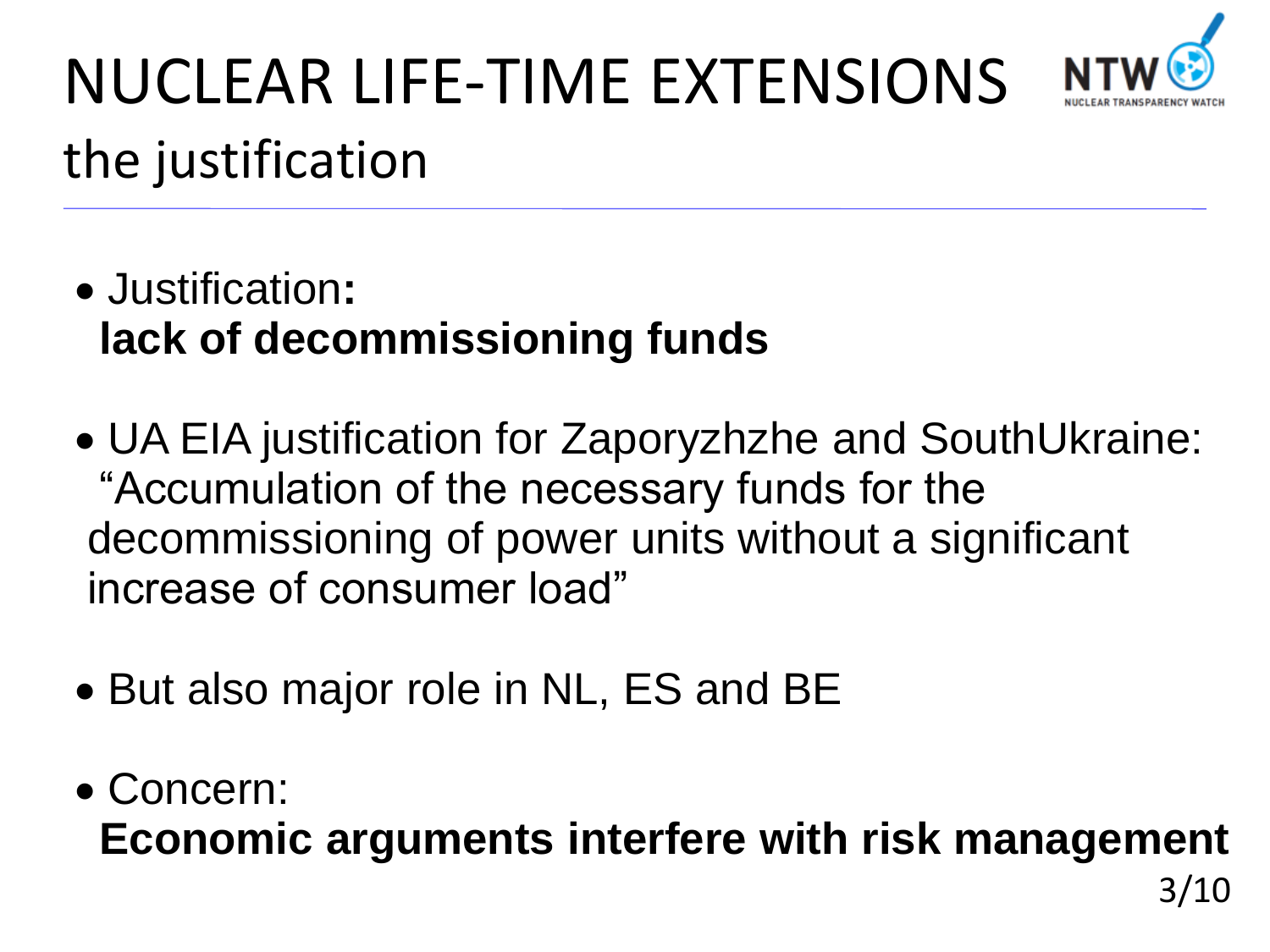# NUCLEAR LIFE-TIME EXTENSIONS

## the justification

- Justification:
  **lack of decommissioning funds**

- UA EIA justification for Zaporyzhzhe and SouthUkraine:
  “Accumulation of the necessary funds for the decommissioning of power units without a significant increase of consumer load”

- But also major role in NL, ES and BE

- Concern:
  **Economic arguments interfere with risk management**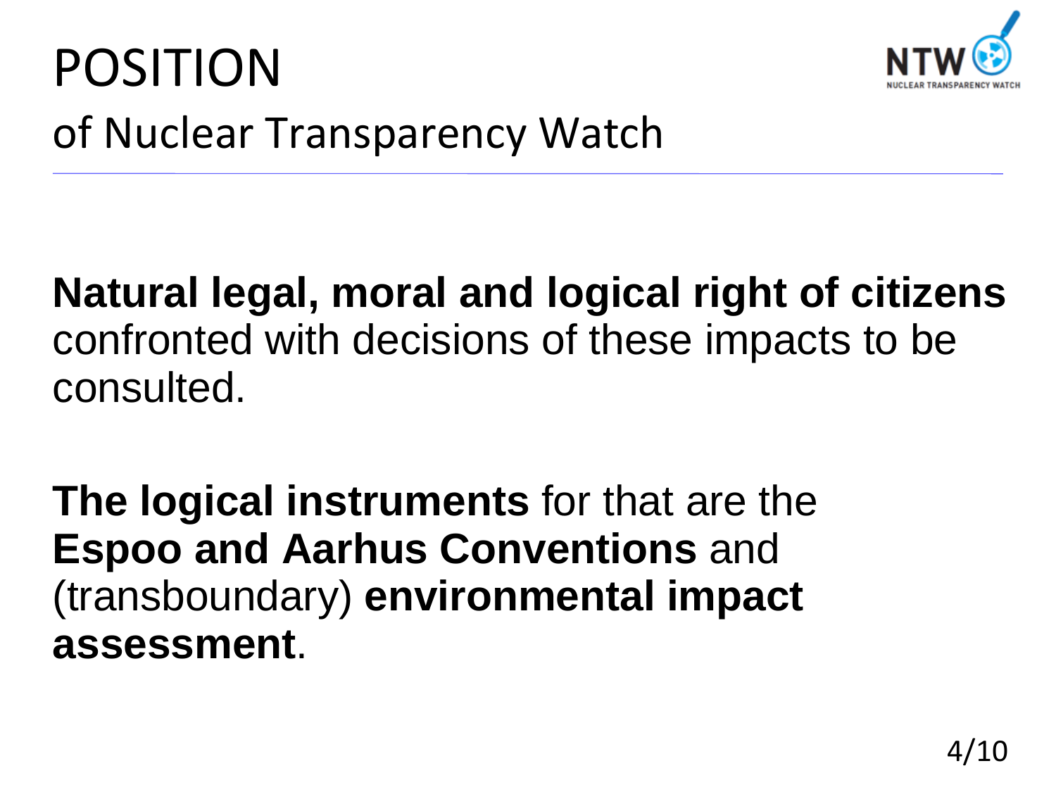# POSITION

## of Nuclear Transparency Watch

**Natural legal, moral and logical right of citizens** confronted with decisions of these impacts to be consulted.

**The logical instruments** for that are the **Espoo and Aarhus Conventions** and (transboundary) **environmental impact assessment**.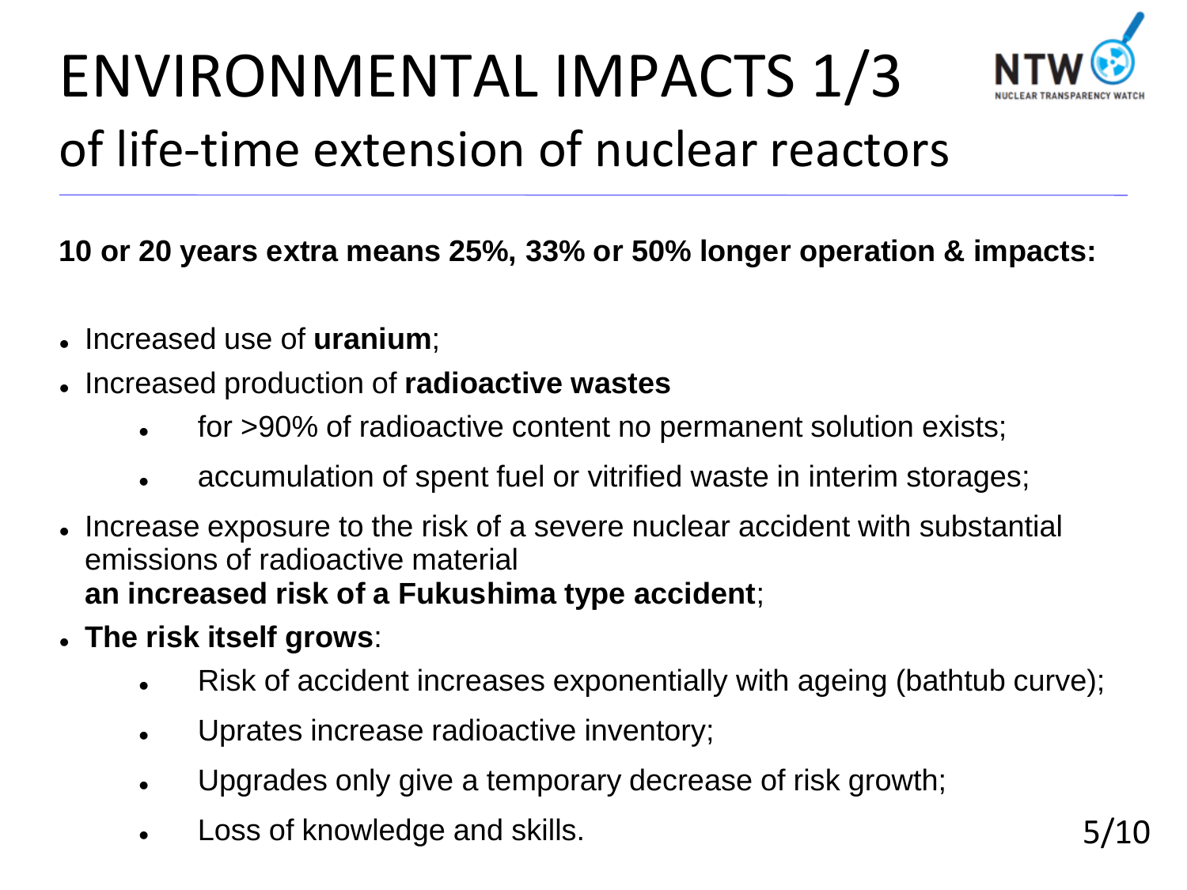# ENVIRONMENTAL IMPACTS 1/3

## of life-time extension of nuclear reactors

**10 or 20 years extra means 25%, 33% or 50% longer operation & impacts:**

- Increased use of **uranium**;
- Increased production of **radioactive wastes**
  - for >90% of radioactive content no permanent solution exists;
  - accumulation of spent fuel or vitrified waste in interim storages;
- Increase exposure to the risk of a severe nuclear accident with substantial emissions of radioactive material
  **an increased risk of a Fukushima type accident**;
- **The risk itself grows**:
  - Risk of accident increases exponentially with ageing (bathtub curve);
  - Uprates increase radioactive inventory;
  - Upgrades only give a temporary decrease of risk growth;
  - Loss of knowledge and skills.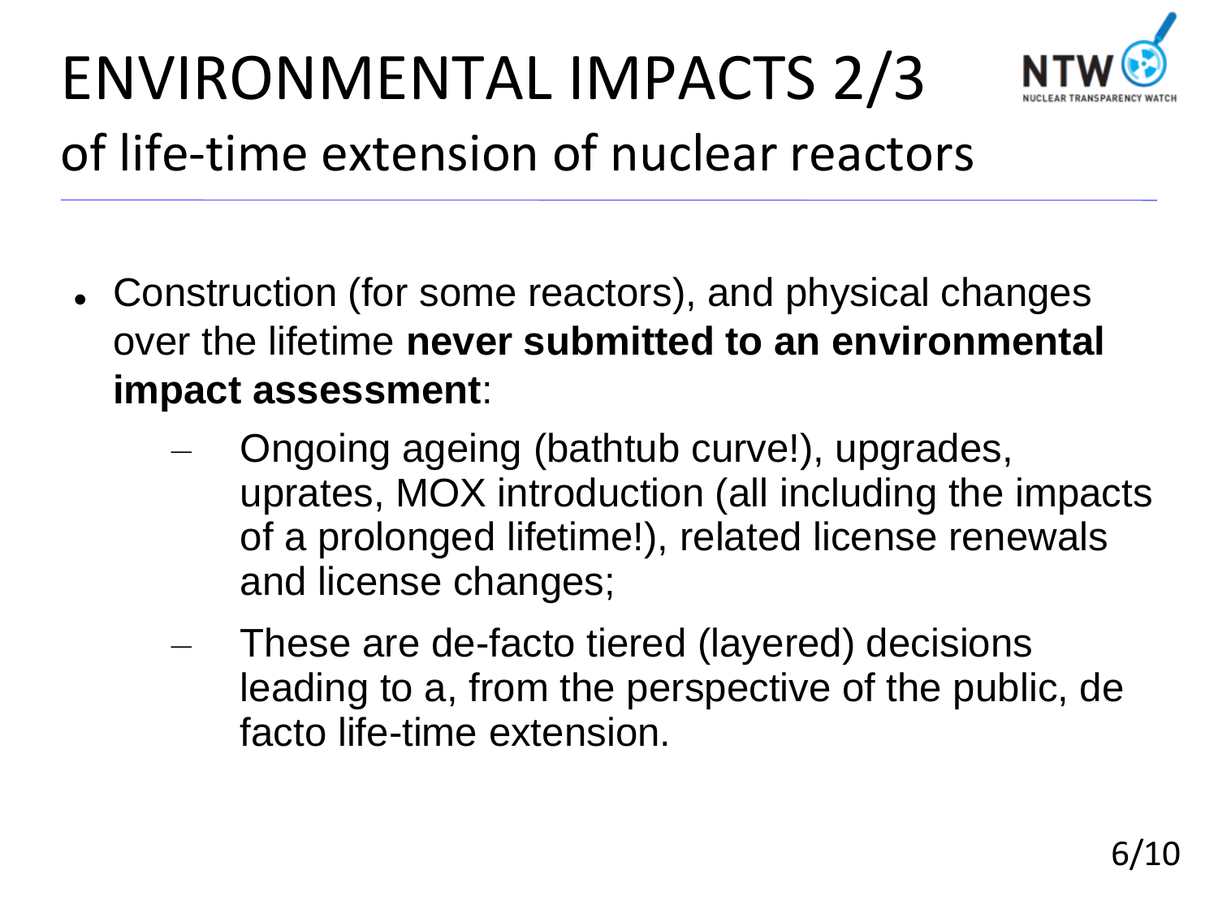# ENVIRONMENTAL IMPACTS 2/3

## of life-time extension of nuclear reactors

- Construction (for some reactors), and physical changes over the lifetime **never submitted to an environmental impact assessment**:
  - Ongoing ageing (bathtub curve!), upgrades, uprates, MOX introduction (all including the impacts of a prolonged lifetime!), related license renewals and license changes;
  - These are de-facto tiered (layered) decisions leading to a, from the perspective of the public, de facto life-time extension.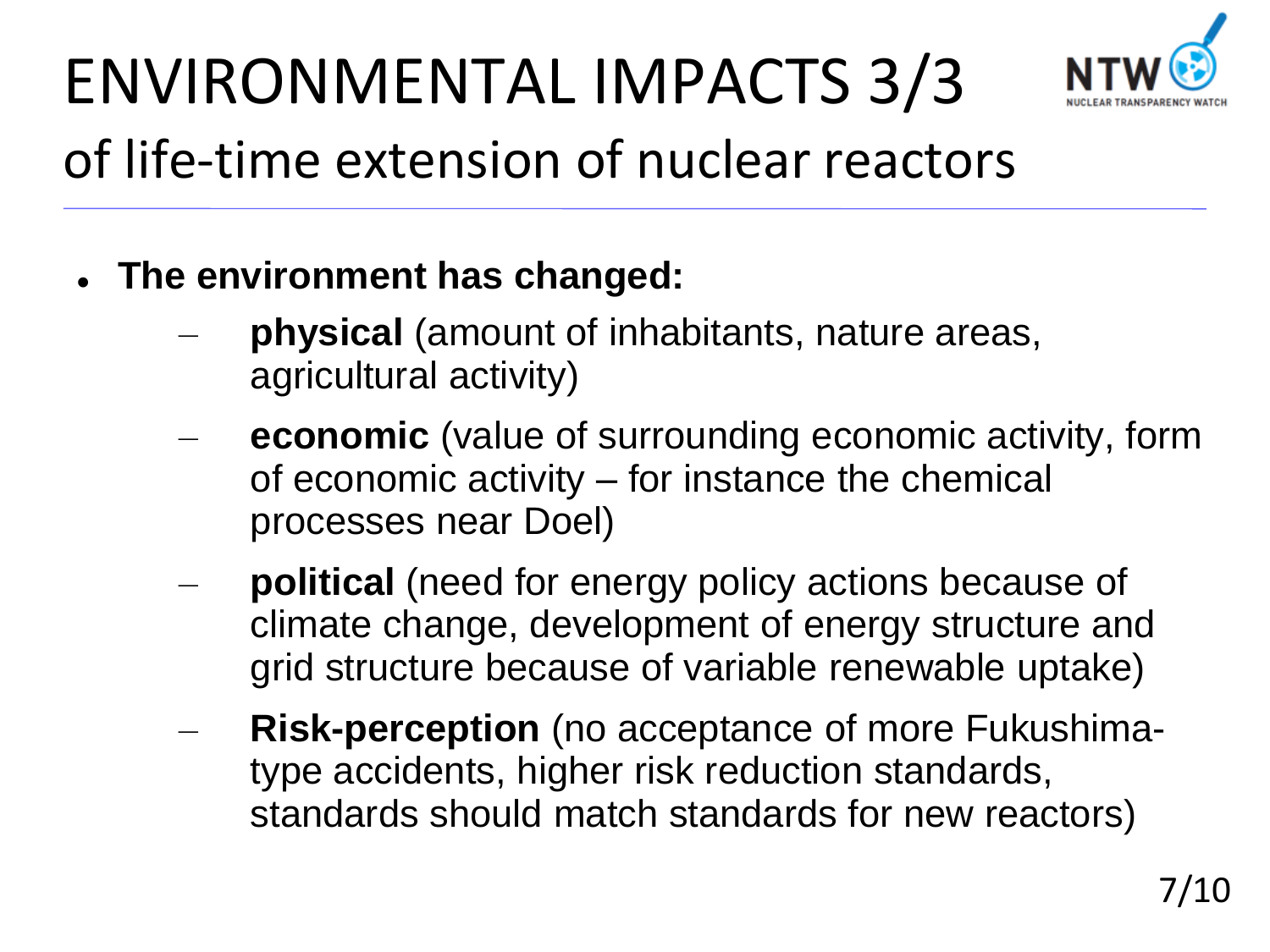# ENVIRONMENTAL IMPACTS 3/3

## of life-time extension of nuclear reactors

- **The environment has changed:**
  - **physical** (amount of inhabitants, nature areas, agricultural activity)
  - **economic** (value of surrounding economic activity, form of economic activity – for instance the chemical processes near Doel)
  - **political** (need for energy policy actions because of climate change, development of energy structure and grid structure because of variable renewable uptake)
  - **Risk-perception** (no acceptance of more Fukushima-type accidents, higher risk reduction standards, standards should match standards for new reactors)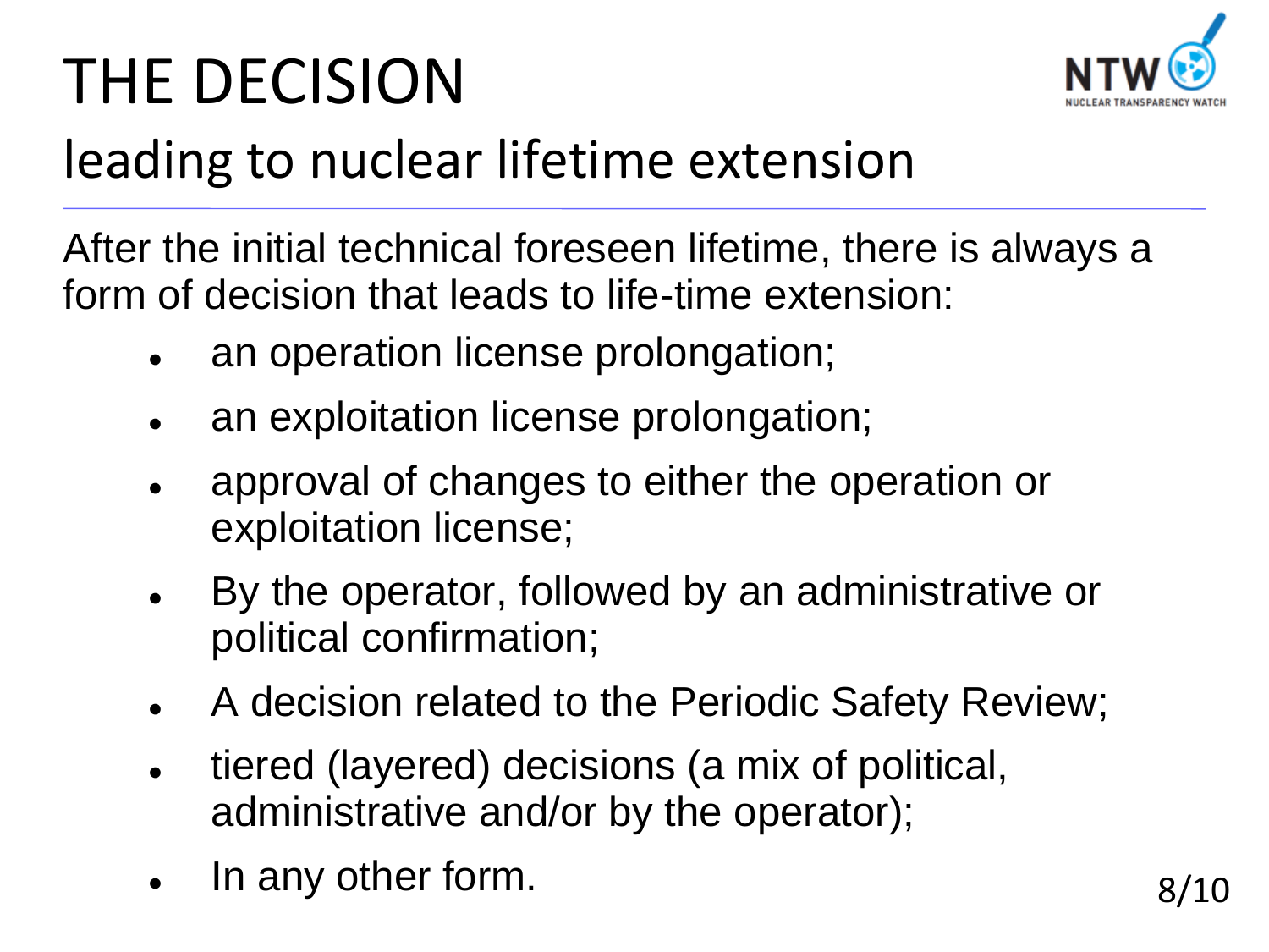# THE DECISION

## leading to nuclear lifetime extension

After the initial technical foreseen lifetime, there is always a form of decision that leads to life-time extension:

- an operation license prolongation;
- an exploitation license prolongation;
- approval of changes to either the operation or exploitation license;
- By the operator, followed by an administrative or political confirmation;
- A decision related to the Periodic Safety Review;
- tiered (layered) decisions (a mix of political, administrative and/or by the operator);
- In any other form.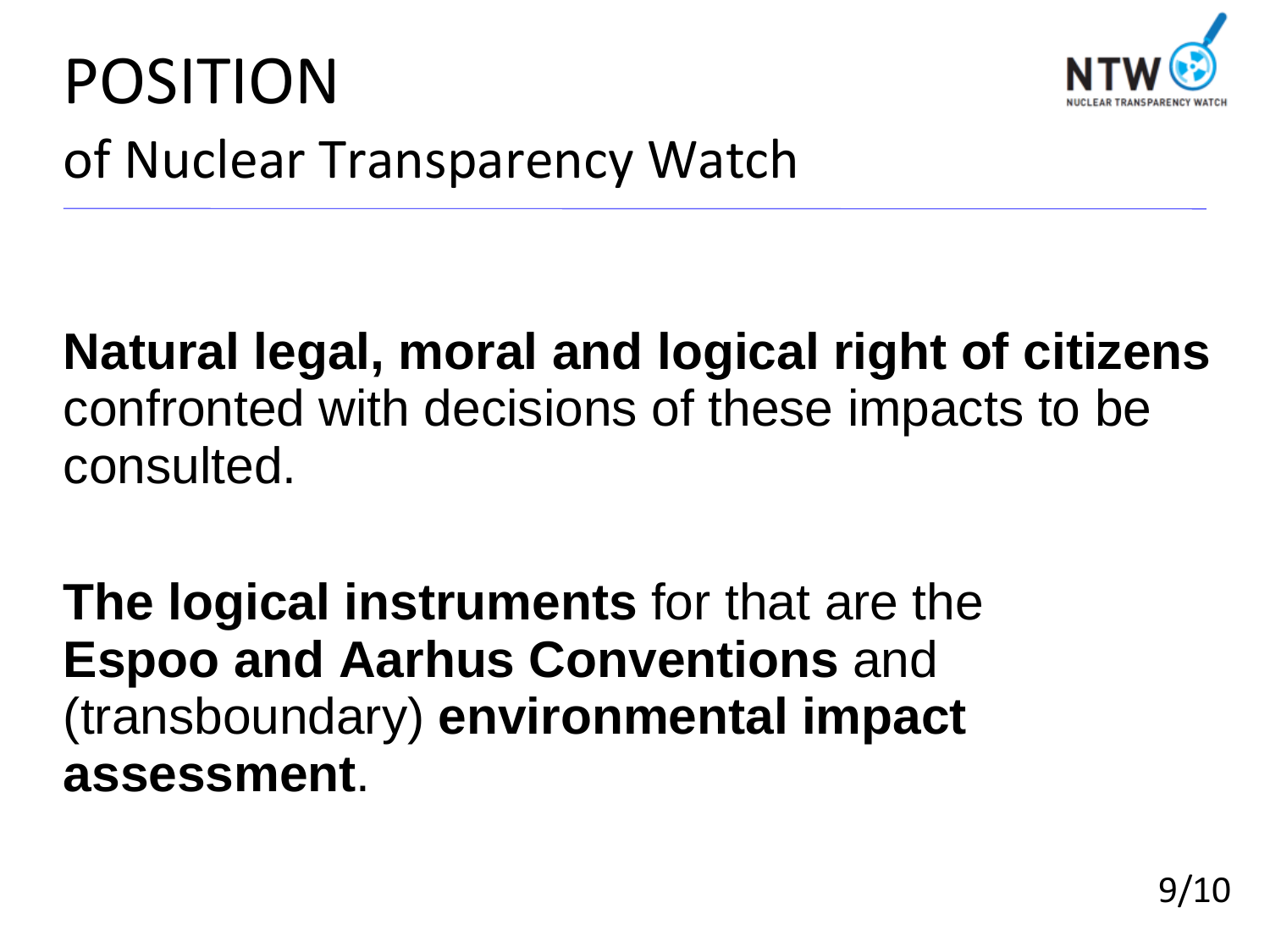# POSITION

## of Nuclear Transparency Watch

**Natural legal, moral and logical right of citizens** confronted with decisions of these impacts to be consulted.

**The logical instruments** for that are the **Espoo and Aarhus Conventions** and (transboundary) **environmental impact assessment**.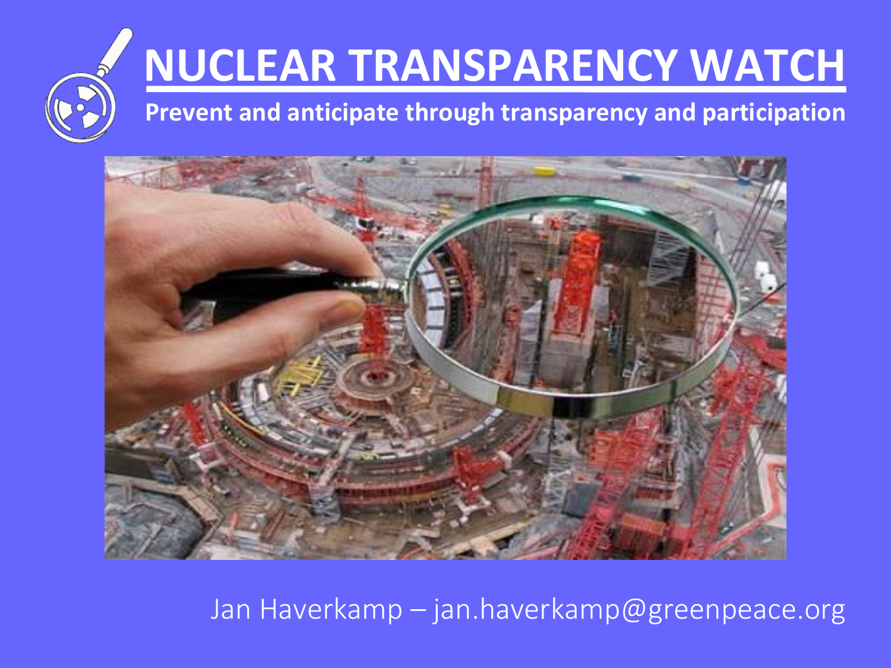# NUCLEAR TRANSPARENCY WATCH

**Prevent and anticipate through transparency and participation**

Jan Haverkamp – jan.haverkamp@greenpeace.org